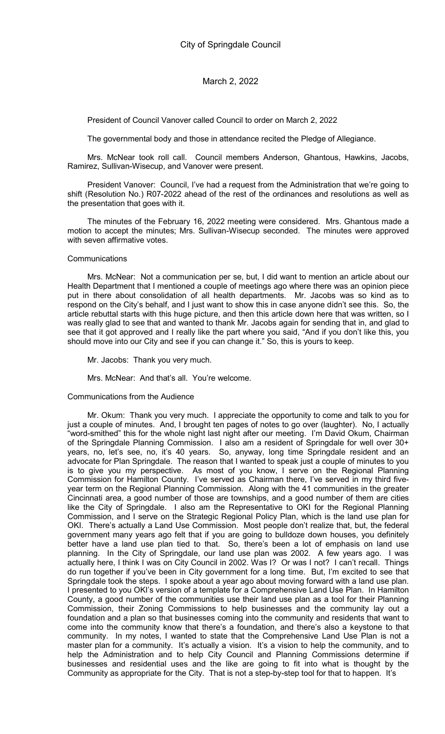# City of Springdale Council

## March 2, 2022

President of Council Vanover called Council to order on March 2, 2022

The governmental body and those in attendance recited the Pledge of Allegiance.

Mrs. McNear took roll call. Council members Anderson, Ghantous, Hawkins, Jacobs, Ramirez, Sullivan-Wisecup, and Vanover were present.

President Vanover: Council, I've had a request from the Administration that we're going to shift (Resolution No.) R07-2022 ahead of the rest of the ordinances and resolutions as well as the presentation that goes with it.

The minutes of the February 16, 2022 meeting were considered. Mrs. Ghantous made a motion to accept the minutes; Mrs. Sullivan-Wisecup seconded. The minutes were approved with seven affirmative votes.

### Communications

Mrs. McNear: Not a communication per se, but, I did want to mention an article about our Health Department that I mentioned a couple of meetings ago where there was an opinion piece put in there about consolidation of all health departments. Mr. Jacobs was so kind as to respond on the City's behalf, and I just want to show this in case anyone didn't see this. So, the article rebuttal starts with this huge picture, and then this article down here that was written, so I was really glad to see that and wanted to thank Mr. Jacobs again for sending that in, and glad to see that it got approved and I really like the part where you said, "And if you don't like this, you should move into our City and see if you can change it." So, this is yours to keep.

Mr. Jacobs: Thank you very much.

Mrs. McNear: And that's all. You're welcome.

### Communications from the Audience

Mr. Okum: Thank you very much. I appreciate the opportunity to come and talk to you for just a couple of minutes. And, I brought ten pages of notes to go over (laughter). No, I actually "word-smithed" this for the whole night last night after our meeting. I'm David Okum, Chairman of the Springdale Planning Commission. I also am a resident of Springdale for well over 30+ years, no, let's see, no, it's 40 years. So, anyway, long time Springdale resident and an advocate for Plan Springdale. The reason that I wanted to speak just a couple of minutes to you is to give you my perspective. As most of you know, I serve on the Regional Planning Commission for Hamilton County. I've served as Chairman there, I've served in my third five-year term on the Regional Planning Commission. Along with the 41 communities in the greater Cincinnati area, a good number of those are townships, and a good number of them are cities like the City of Springdale. I also am the Representative to OKI for the Regional Planning Commission, and I serve on the Strategic Regional Policy Plan, which is the land use plan for OKI. There's actually a Land Use Commission. Most people don't realize that, but, the federal government many years ago felt that if you are going to bulldoze down houses, you definitely better have a land use plan tied to that. So, there's been a lot of emphasis on land use planning. In the City of Springdale, our land use plan was 2002. A few years ago. I was actually here, I think I was on City Council in 2002. Was I? Or was I not? I can't recall. Things do run together if you've been in City government for a long time. But, I'm excited to see that Springdale took the steps. I spoke about a year ago about moving forward with a land use plan. I presented to you OKI's version of a template for a Comprehensive Land Use Plan. In Hamilton County, a good number of the communities use their land use plan as a tool for their Planning Commission, their Zoning Commissions to help businesses and the community lay out a foundation and a plan so that businesses coming into the community and residents that want to come into the community know that there's a foundation, and there's also a keystone to that community. In my notes, I wanted to state that the Comprehensive Land Use Plan is not a master plan for a community. It's actually a vision. It's a vision to help the community, and to help the Administration and to help City Council and Planning Commissions determine if businesses and residential uses and the like are going to fit into what is thought by the Community as appropriate for the City. That is not a step-by-step tool for that to happen. It's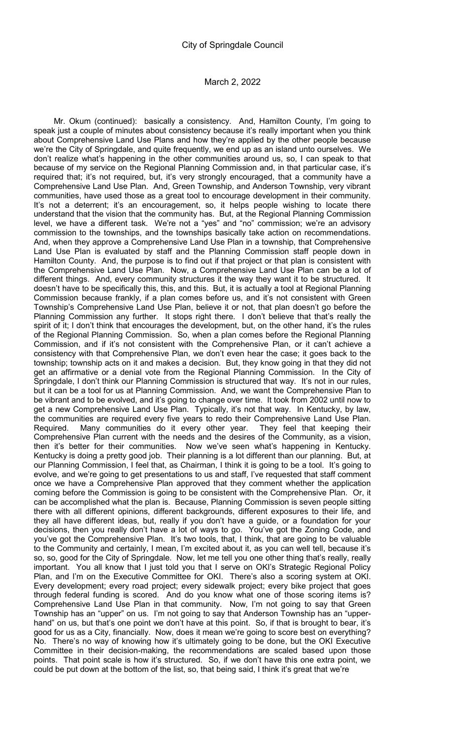Mr. Okum (continued): basically a consistency. And, Hamilton County, I'm going to speak just a couple of minutes about consistency because it's really important when you think about Comprehensive Land Use Plans and how they're applied by the other people because we're the City of Springdale, and quite frequently, we end up as an island unto ourselves. We don't realize what's happening in the other communities around us, so, I can speak to that because of my service on the Regional Planning Commission and, in that particular case, it's required that; it's not required, but, it's very strongly encouraged, that a community have a Comprehensive Land Use Plan. And, Green Township, and Anderson Township, very vibrant communities, have used those as a great tool to encourage development in their community. It's not a deterrent; it's an encouragement, so, it helps people wishing to locate there understand that the vision that the community has. But, at the Regional Planning Commission level, we have a different task. We're not a "yes" and "no" commission; we're an advisory commission to the townships, and the townships basically take action on recommendations. And, when they approve a Comprehensive Land Use Plan in a township, that Comprehensive Land Use Plan is evaluated by staff and the Planning Commission staff people down in Hamilton County. And, the purpose is to find out if that project or that plan is consistent with the Comprehensive Land Use Plan. Now, a Comprehensive Land Use Plan can be a lot of different things. And, every community structures it the way they want it to be structured. It doesn't have to be specifically this, this, and this. But, it is actually a tool at Regional Planning Commission because frankly, if a plan comes before us, and it's not consistent with Green Township's Comprehensive Land Use Plan, believe it or not, that plan doesn't go before the Planning Commission any further. It stops right there. I don't believe that that's really the spirit of it; I don't think that encourages the development, but, on the other hand, it's the rules of the Regional Planning Commission. So, when a plan comes before the Regional Planning Commission, and if it's not consistent with the Comprehensive Plan, or it can't achieve a consistency with that Comprehensive Plan, we don't even hear the case; it goes back to the township; township acts on it and makes a decision. But, they know going in that they did not get an affirmative or a denial vote from the Regional Planning Commission. In the City of Springdale, I don't think our Planning Commission is structured that way. It's not in our rules, but it can be a tool for us at Planning Commission. And, we want the Comprehensive Plan to be vibrant and to be evolved, and it's going to change over time. It took from 2002 until now to get a new Comprehensive Land Use Plan. Typically, it's not that way. In Kentucky, by law, the communities are required every five years to redo their Comprehensive Land Use Plan. Required. Many communities do it every other year. They feel that keeping their Comprehensive Plan current with the needs and the desires of the Community, as a vision, then it's better for their communities. Now we've seen what's happening in Kentucky. Kentucky is doing a pretty good job. Their planning is a lot different than our planning. But, at our Planning Commission, I feel that, as Chairman, I think it is going to be a tool. It's going to evolve, and we're going to get presentations to us and staff, I've requested that staff comment once we have a Comprehensive Plan approved that they comment whether the application coming before the Commission is going to be consistent with the Comprehensive Plan. Or, it can be accomplished what the plan is. Because, Planning Commission is seven people sitting there with all different opinions, different backgrounds, different exposures to their life, and they all have different ideas, but, really if you don't have a guide, or a foundation for your decisions, then you really don't have a lot of ways to go. You've got the Zoning Code, and you've got the Comprehensive Plan. It's two tools, that, I think, that are going to be valuable to the Community and certainly, I mean, I'm excited about it, as you can well tell, because it's so, so, good for the City of Springdale. Now, let me tell you one other thing that's really, really important. You all know that I just told you that I serve on OKI's Strategic Regional Policy Plan, and I'm on the Executive Committee for OKI. There's also a scoring system at OKI. Every development; every road project; every sidewalk project; every bike project that goes through federal funding is scored. And do you know what one of those scoring items is? Comprehensive Land Use Plan in that community. Now, I'm not going to say that Green Township has an "upper" on us. I'm not going to say that Anderson Township has an "upper-hand" on us, but that's one point we don't have at this point. So, if that is brought to bear, it's good for us as a City, financially. Now, does it mean we're going to score best on everything? No. There's no way of knowing how it's ultimately going to be done, but the OKI Executive Committee in their decision-making, the recommendations are scaled based upon those points. That point scale is how it's structured. So, if we don't have this one extra point, we could be put down at the bottom of the list, so, that being said, I think it's great that we're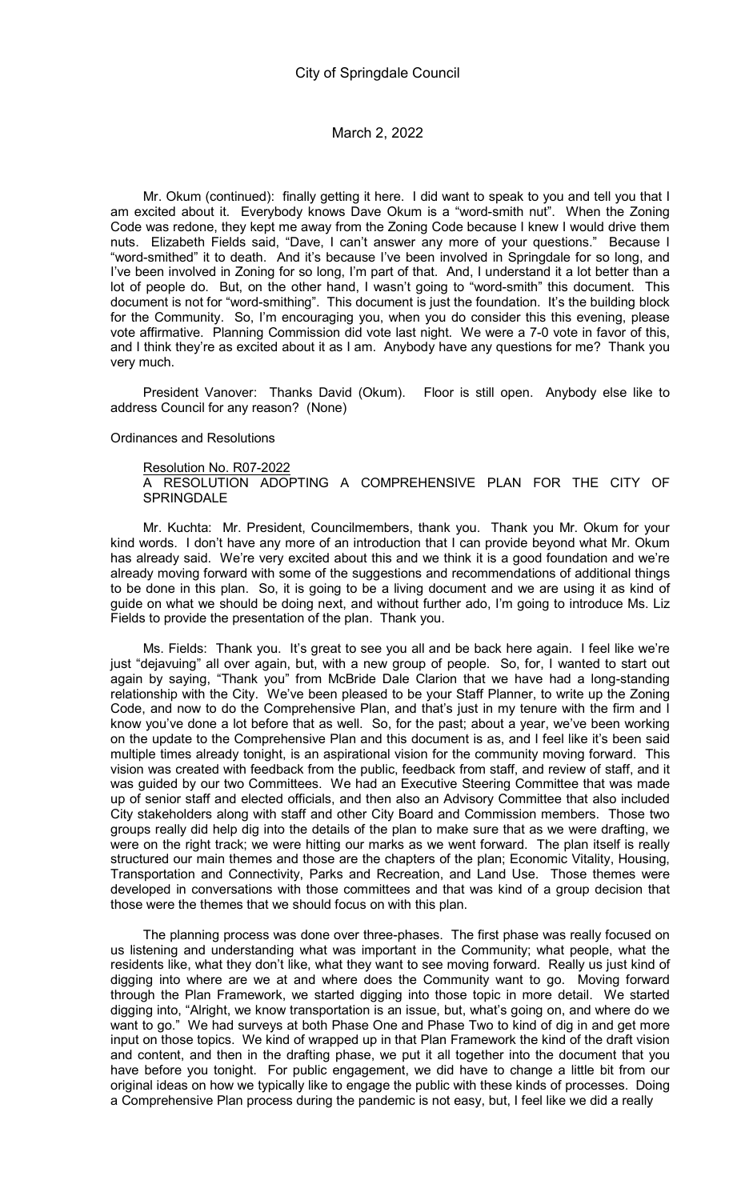Mr. Okum (continued): finally getting it here. I did want to speak to you and tell you that I am excited about it. Everybody knows Dave Okum is a "word-smith nut". When the Zoning Code was redone, they kept me away from the Zoning Code because I knew I would drive them nuts. Elizabeth Fields said, "Dave, I can't answer any more of your questions." Because I "word-smithed" it to death. And it's because I've been involved in Springdale for so long, and I've been involved in Zoning for so long, I'm part of that. And, I understand it a lot better than a lot of people do. But, on the other hand, I wasn't going to "word-smith" this document. This document is not for "word-smithing". This document is just the foundation. It's the building block for the Community. So, I'm encouraging you, when you do consider this this evening, please vote affirmative. Planning Commission did vote last night. We were a 7-0 vote in favor of this, and I think they're as excited about it as I am. Anybody have any questions for me? Thank you very much.

President Vanover: Thanks David (Okum). Floor is still open. Anybody else like to address Council for any reason? (None)

Ordinances and Resolutions

Resolution No. R07-2022
A RESOLUTION ADOPTING A COMPREHENSIVE PLAN FOR THE CITY OF SPRINGDALE

Mr. Kuchta: Mr. President, Councilmembers, thank you. Thank you Mr. Okum for your kind words. I don't have any more of an introduction that I can provide beyond what Mr. Okum has already said. We're very excited about this and we think it is a good foundation and we're already moving forward with some of the suggestions and recommendations of additional things to be done in this plan. So, it is going to be a living document and we are using it as kind of guide on what we should be doing next, and without further ado, I'm going to introduce Ms. Liz Fields to provide the presentation of the plan. Thank you.

Ms. Fields: Thank you. It's great to see you all and be back here again. I feel like we're just "dejavuing" all over again, but, with a new group of people. So, for, I wanted to start out again by saying, "Thank you" from McBride Dale Clarion that we have had a long-standing relationship with the City. We've been pleased to be your Staff Planner, to write up the Zoning Code, and now to do the Comprehensive Plan, and that's just in my tenure with the firm and I know you've done a lot before that as well. So, for the past; about a year, we've been working on the update to the Comprehensive Plan and this document is as, and I feel like it's been said multiple times already tonight, is an aspirational vision for the community moving forward. This vision was created with feedback from the public, feedback from staff, and review of staff, and it was guided by our two Committees. We had an Executive Steering Committee that was made up of senior staff and elected officials, and then also an Advisory Committee that also included City stakeholders along with staff and other City Board and Commission members. Those two groups really did help dig into the details of the plan to make sure that as we were drafting, we were on the right track; we were hitting our marks as we went forward. The plan itself is really structured our main themes and those are the chapters of the plan; Economic Vitality, Housing, Transportation and Connectivity, Parks and Recreation, and Land Use. Those themes were developed in conversations with those committees and that was kind of a group decision that those were the themes that we should focus on with this plan.

The planning process was done over three-phases. The first phase was really focused on us listening and understanding what was important in the Community; what people, what the residents like, what they don't like, what they want to see moving forward. Really us just kind of digging into where are we at and where does the Community want to go. Moving forward through the Plan Framework, we started digging into those topic in more detail. We started digging into, "Alright, we know transportation is an issue, but, what's going on, and where do we want to go." We had surveys at both Phase One and Phase Two to kind of dig in and get more input on those topics. We kind of wrapped up in that Plan Framework the kind of the draft vision and content, and then in the drafting phase, we put it all together into the document that you have before you tonight. For public engagement, we did have to change a little bit from our original ideas on how we typically like to engage the public with these kinds of processes. Doing a Comprehensive Plan process during the pandemic is not easy, but, I feel like we did a really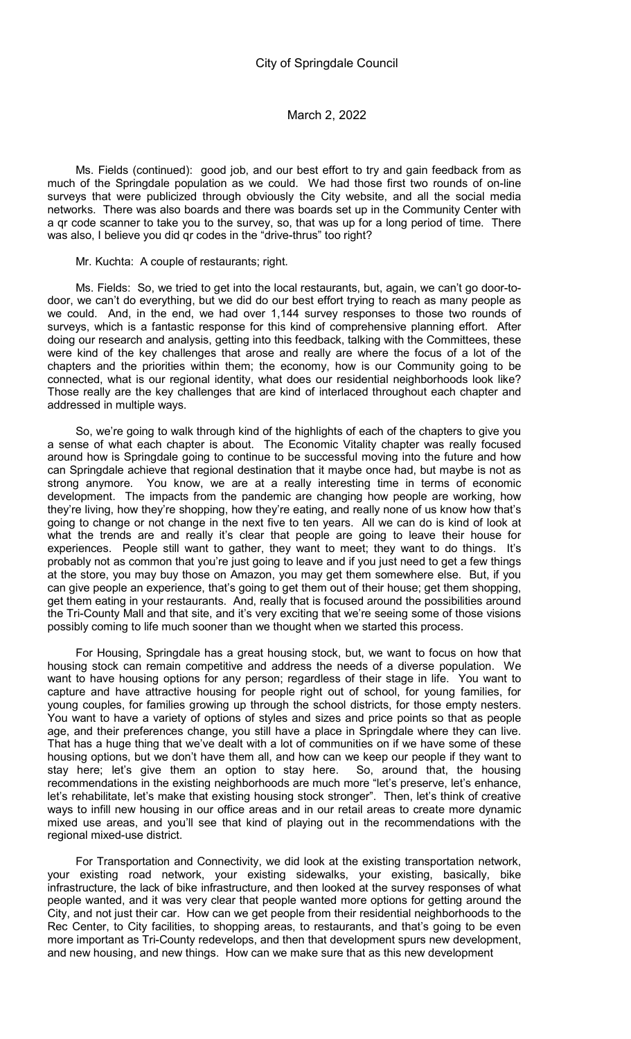Ms. Fields (continued): good job, and our best effort to try and gain feedback from as much of the Springdale population as we could. We had those first two rounds of on-line surveys that were publicized through obviously the City website, and all the social media networks. There was also boards and there was boards set up in the Community Center with a qr code scanner to take you to the survey, so, that was up for a long period of time. There was also, I believe you did qr codes in the "drive-thrus" too right?

Mr. Kuchta: A couple of restaurants; right.

Ms. Fields: So, we tried to get into the local restaurants, but, again, we can't go door-to-door, we can't do everything, but we did do our best effort trying to reach as many people as we could. And, in the end, we had over 1,144 survey responses to those two rounds of surveys, which is a fantastic response for this kind of comprehensive planning effort. After doing our research and analysis, getting into this feedback, talking with the Committees, these were kind of the key challenges that arose and really are where the focus of a lot of the chapters and the priorities within them; the economy, how is our Community going to be connected, what is our regional identity, what does our residential neighborhoods look like? Those really are the key challenges that are kind of interlaced throughout each chapter and addressed in multiple ways.

So, we're going to walk through kind of the highlights of each of the chapters to give you a sense of what each chapter is about. The Economic Vitality chapter was really focused around how is Springdale going to continue to be successful moving into the future and how can Springdale achieve that regional destination that it maybe once had, but maybe is not as strong anymore. You know, we are at a really interesting time in terms of economic development. The impacts from the pandemic are changing how people are working, how they're living, how they're shopping, how they're eating, and really none of us know how that's going to change or not change in the next five to ten years. All we can do is kind of look at what the trends are and really it's clear that people are going to leave their house for experiences. People still want to gather, they want to meet; they want to do things. It's probably not as common that you're just going to leave and if you just need to get a few things at the store, you may buy those on Amazon, you may get them somewhere else. But, if you can give people an experience, that's going to get them out of their house; get them shopping, get them eating in your restaurants. And, really that is focused around the possibilities around the Tri-County Mall and that site, and it's very exciting that we're seeing some of those visions possibly coming to life much sooner than we thought when we started this process.

For Housing, Springdale has a great housing stock, but, we want to focus on how that housing stock can remain competitive and address the needs of a diverse population. We want to have housing options for any person; regardless of their stage in life. You want to capture and have attractive housing for people right out of school, for young families, for young couples, for families growing up through the school districts, for those empty nesters. You want to have a variety of options of styles and sizes and price points so that as people age, and their preferences change, you still have a place in Springdale where they can live. That has a huge thing that we've dealt with a lot of communities on if we have some of these housing options, but we don't have them all, and how can we keep our people if they want to stay here; let's give them an option to stay here. So, around that, the housing recommendations in the existing neighborhoods are much more "let's preserve, let's enhance, let's rehabilitate, let's make that existing housing stock stronger". Then, let's think of creative ways to infill new housing in our office areas and in our retail areas to create more dynamic mixed use areas, and you'll see that kind of playing out in the recommendations with the regional mixed-use district.

For Transportation and Connectivity, we did look at the existing transportation network, your existing road network, your existing sidewalks, your existing, basically, bike infrastructure, the lack of bike infrastructure, and then looked at the survey responses of what people wanted, and it was very clear that people wanted more options for getting around the City, and not just their car. How can we get people from their residential neighborhoods to the Rec Center, to City facilities, to shopping areas, to restaurants, and that's going to be even more important as Tri-County redevelops, and then that development spurs new development, and new housing, and new things. How can we make sure that as this new development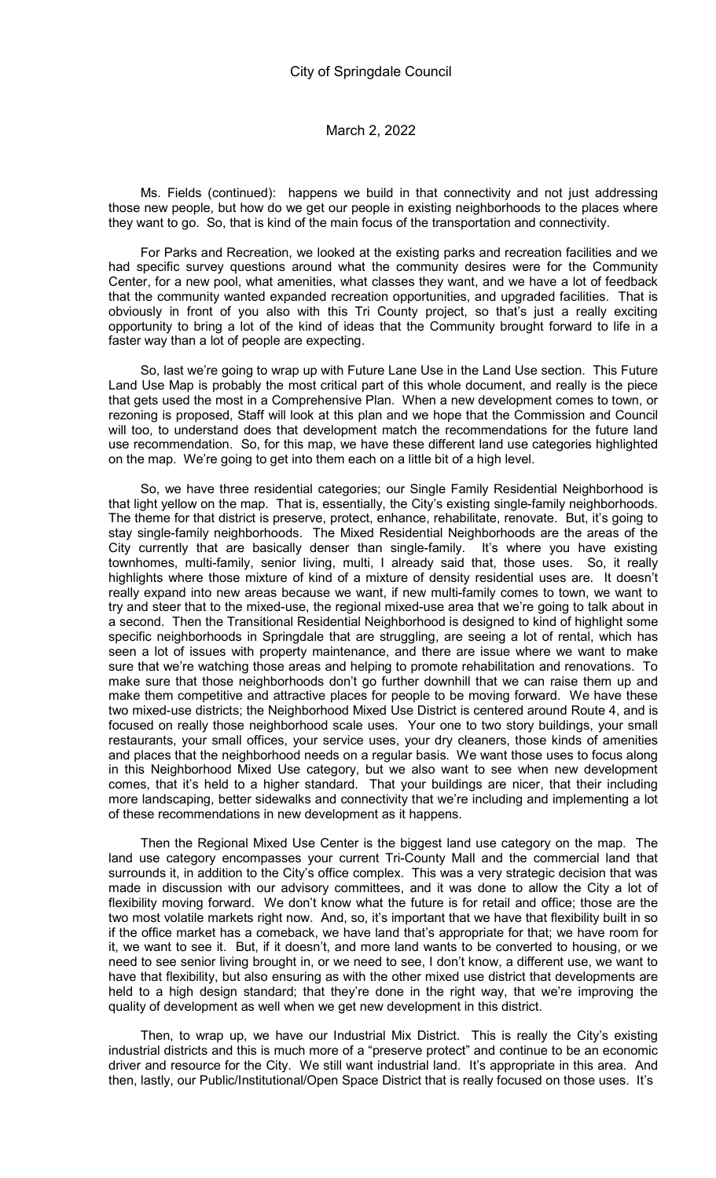Ms. Fields (continued): happens we build in that connectivity and not just addressing those new people, but how do we get our people in existing neighborhoods to the places where they want to go. So, that is kind of the main focus of the transportation and connectivity.

For Parks and Recreation, we looked at the existing parks and recreation facilities and we had specific survey questions around what the community desires were for the Community Center, for a new pool, what amenities, what classes they want, and we have a lot of feedback that the community wanted expanded recreation opportunities, and upgraded facilities. That is obviously in front of you also with this Tri County project, so that's just a really exciting opportunity to bring a lot of the kind of ideas that the Community brought forward to life in a faster way than a lot of people are expecting.

So, last we're going to wrap up with Future Lane Use in the Land Use section. This Future Land Use Map is probably the most critical part of this whole document, and really is the piece that gets used the most in a Comprehensive Plan. When a new development comes to town, or rezoning is proposed, Staff will look at this plan and we hope that the Commission and Council will too, to understand does that development match the recommendations for the future land use recommendation. So, for this map, we have these different land use categories highlighted on the map. We're going to get into them each on a little bit of a high level.

So, we have three residential categories; our Single Family Residential Neighborhood is that light yellow on the map. That is, essentially, the City's existing single-family neighborhoods. The theme for that district is preserve, protect, enhance, rehabilitate, renovate. But, it's going to stay single-family neighborhoods. The Mixed Residential Neighborhoods are the areas of the City currently that are basically denser than single-family. It's where you have existing townhomes, multi-family, senior living, multi, I already said that, those uses. So, it really highlights where those mixture of kind of a mixture of density residential uses are. It doesn't really expand into new areas because we want, if new multi-family comes to town, we want to try and steer that to the mixed-use, the regional mixed-use area that we're going to talk about in a second. Then the Transitional Residential Neighborhood is designed to kind of highlight some specific neighborhoods in Springdale that are struggling, are seeing a lot of rental, which has seen a lot of issues with property maintenance, and there are issue where we want to make sure that we're watching those areas and helping to promote rehabilitation and renovations. To make sure that those neighborhoods don't go further downhill that we can raise them up and make them competitive and attractive places for people to be moving forward. We have these two mixed-use districts; the Neighborhood Mixed Use District is centered around Route 4, and is focused on really those neighborhood scale uses. Your one to two story buildings, your small restaurants, your small offices, your service uses, your dry cleaners, those kinds of amenities and places that the neighborhood needs on a regular basis. We want those uses to focus along in this Neighborhood Mixed Use category, but we also want to see when new development comes, that it's held to a higher standard. That your buildings are nicer, that their including more landscaping, better sidewalks and connectivity that we're including and implementing a lot of these recommendations in new development as it happens.

Then the Regional Mixed Use Center is the biggest land use category on the map. The land use category encompasses your current Tri-County Mall and the commercial land that surrounds it, in addition to the City's office complex. This was a very strategic decision that was made in discussion with our advisory committees, and it was done to allow the City a lot of flexibility moving forward. We don't know what the future is for retail and office; those are the two most volatile markets right now. And, so, it's important that we have that flexibility built in so if the office market has a comeback, we have land that's appropriate for that; we have room for it, we want to see it. But, if it doesn't, and more land wants to be converted to housing, or we need to see senior living brought in, or we need to see, I don't know, a different use, we want to have that flexibility, but also ensuring as with the other mixed use district that developments are held to a high design standard; that they're done in the right way, that we're improving the quality of development as well when we get new development in this district.

Then, to wrap up, we have our Industrial Mix District. This is really the City's existing industrial districts and this is much more of a "preserve protect" and continue to be an economic driver and resource for the City. We still want industrial land. It's appropriate in this area. And then, lastly, our Public/Institutional/Open Space District that is really focused on those uses. It's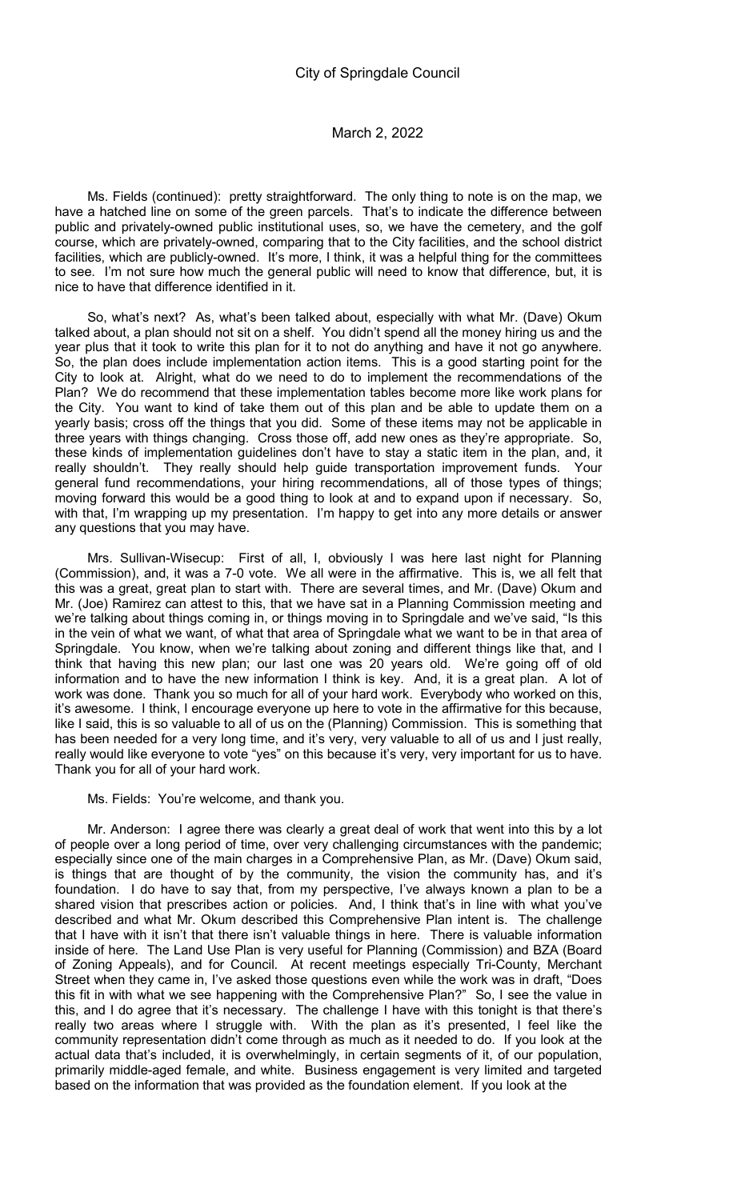Ms. Fields (continued): pretty straightforward. The only thing to note is on the map, we have a hatched line on some of the green parcels. That's to indicate the difference between public and privately-owned public institutional uses, so, we have the cemetery, and the golf course, which are privately-owned, comparing that to the City facilities, and the school district facilities, which are publicly-owned. It's more, I think, it was a helpful thing for the committees to see. I'm not sure how much the general public will need to know that difference, but, it is nice to have that difference identified in it.

So, what's next? As, what's been talked about, especially with what Mr. (Dave) Okum talked about, a plan should not sit on a shelf. You didn't spend all the money hiring us and the year plus that it took to write this plan for it to not do anything and have it not go anywhere. So, the plan does include implementation action items. This is a good starting point for the City to look at. Alright, what do we need to do to implement the recommendations of the Plan? We do recommend that these implementation tables become more like work plans for the City. You want to kind of take them out of this plan and be able to update them on a yearly basis; cross off the things that you did. Some of these items may not be applicable in three years with things changing. Cross those off, add new ones as they're appropriate. So, these kinds of implementation guidelines don't have to stay a static item in the plan, and, it really shouldn't. They really should help guide transportation improvement funds. Your general fund recommendations, your hiring recommendations, all of those types of things; moving forward this would be a good thing to look at and to expand upon if necessary. So, with that, I'm wrapping up my presentation. I'm happy to get into any more details or answer any questions that you may have.

Mrs. Sullivan-Wisecup: First of all, I, obviously I was here last night for Planning (Commission), and, it was a 7-0 vote. We all were in the affirmative. This is, we all felt that this was a great, great plan to start with. There are several times, and Mr. (Dave) Okum and Mr. (Joe) Ramirez can attest to this, that we have sat in a Planning Commission meeting and we're talking about things coming in, or things moving in to Springdale and we've said, "Is this in the vein of what we want, of what that area of Springdale what we want to be in that area of Springdale. You know, when we're talking about zoning and different things like that, and I think that having this new plan; our last one was 20 years old. We're going off of old information and to have the new information I think is key. And, it is a great plan. A lot of work was done. Thank you so much for all of your hard work. Everybody who worked on this, it's awesome. I think, I encourage everyone up here to vote in the affirmative for this because, like I said, this is so valuable to all of us on the (Planning) Commission. This is something that has been needed for a very long time, and it's very, very valuable to all of us and I just really, really would like everyone to vote "yes" on this because it's very, very important for us to have. Thank you for all of your hard work.

Ms. Fields: You're welcome, and thank you.

Mr. Anderson: I agree there was clearly a great deal of work that went into this by a lot of people over a long period of time, over very challenging circumstances with the pandemic; especially since one of the main charges in a Comprehensive Plan, as Mr. (Dave) Okum said, is things that are thought of by the community, the vision the community has, and it's foundation. I do have to say that, from my perspective, I've always known a plan to be a shared vision that prescribes action or policies. And, I think that's in line with what you've described and what Mr. Okum described this Comprehensive Plan intent is. The challenge that I have with it isn't that there isn't valuable things in here. There is valuable information inside of here. The Land Use Plan is very useful for Planning (Commission) and BZA (Board of Zoning Appeals), and for Council. At recent meetings especially Tri-County, Merchant Street when they came in, I've asked those questions even while the work was in draft, "Does this fit in with what we see happening with the Comprehensive Plan?" So, I see the value in this, and I do agree that it's necessary. The challenge I have with this tonight is that there's really two areas where I struggle with. With the plan as it's presented, I feel like the community representation didn't come through as much as it needed to do. If you look at the actual data that's included, it is overwhelmingly, in certain segments of it, of our population, primarily middle-aged female, and white. Business engagement is very limited and targeted based on the information that was provided as the foundation element. If you look at the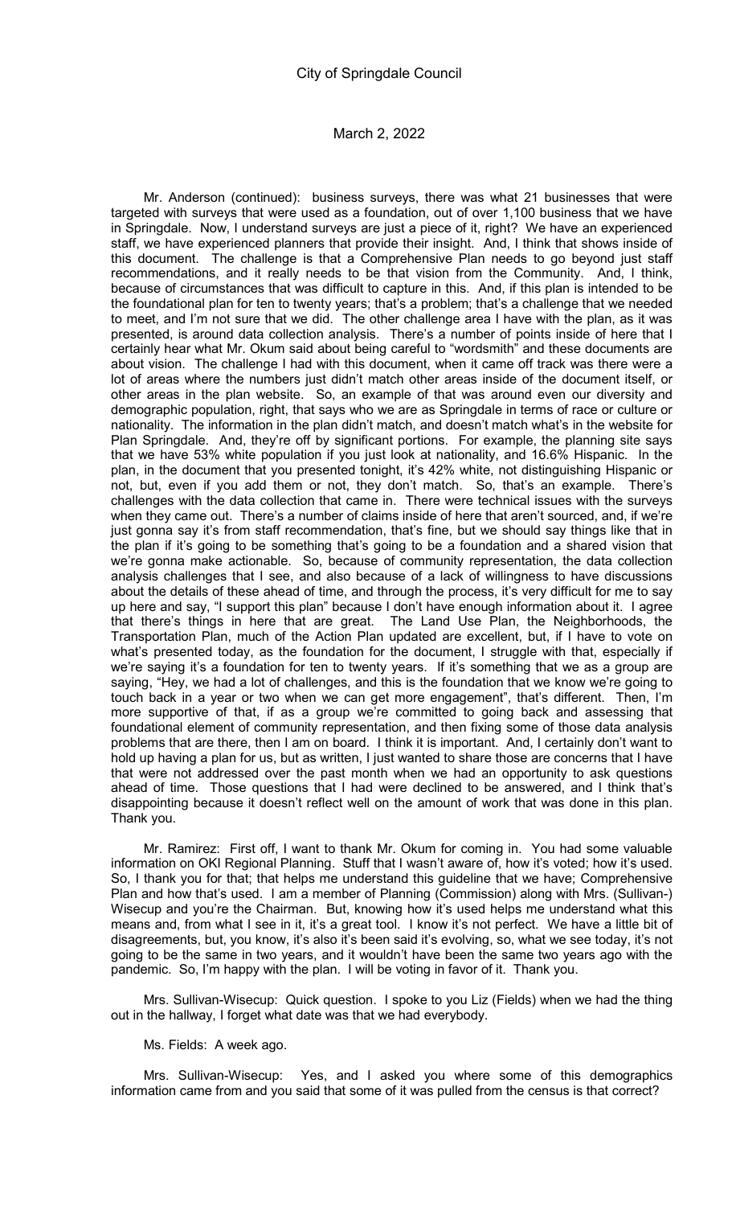Mr. Anderson (continued): business surveys, there was what 21 businesses that were targeted with surveys that were used as a foundation, out of over 1,100 business that we have in Springdale. Now, I understand surveys are just a piece of it, right? We have an experienced staff, we have experienced planners that provide their insight. And, I think that shows inside of this document. The challenge is that a Comprehensive Plan needs to go beyond just staff recommendations, and it really needs to be that vision from the Community. And, I think, because of circumstances that was difficult to capture in this. And, if this plan is intended to be the foundational plan for ten to twenty years; that's a problem; that's a challenge that we needed to meet, and I'm not sure that we did. The other challenge area I have with the plan, as it was presented, is around data collection analysis. There's a number of points inside of here that I certainly hear what Mr. Okum said about being careful to "wordsmith" and these documents are about vision. The challenge I had with this document, when it came off track was there were a lot of areas where the numbers just didn't match other areas inside of the document itself, or other areas in the plan website. So, an example of that was around even our diversity and demographic population, right, that says who we are as Springdale in terms of race or culture or nationality. The information in the plan didn't match, and doesn't match what's in the website for Plan Springdale. And, they're off by significant portions. For example, the planning site says that we have 53% white population if you just look at nationality, and 16.6% Hispanic. In the plan, in the document that you presented tonight, it's 42% white, not distinguishing Hispanic or not, but, even if you add them or not, they don't match. So, that's an example. There's challenges with the data collection that came in. There were technical issues with the surveys when they came out. There's a number of claims inside of here that aren't sourced, and, if we're just gonna say it's from staff recommendation, that's fine, but we should say things like that in the plan if it's going to be something that's going to be a foundation and a shared vision that we're gonna make actionable. So, because of community representation, the data collection analysis challenges that I see, and also because of a lack of willingness to have discussions about the details of these ahead of time, and through the process, it's very difficult for me to say up here and say, "I support this plan" because I don't have enough information about it. I agree that there's things in here that are great. The Land Use Plan, the Neighborhoods, the Transportation Plan, much of the Action Plan updated are excellent, but, if I have to vote on what's presented today, as the foundation for the document, I struggle with that, especially if we're saying it's a foundation for ten to twenty years. If it's something that we as a group are saying, "Hey, we had a lot of challenges, and this is the foundation that we know we're going to touch back in a year or two when we can get more engagement", that's different. Then, I'm more supportive of that, if as a group we're committed to going back and assessing that foundational element of community representation, and then fixing some of those data analysis problems that are there, then I am on board. I think it is important. And, I certainly don't want to hold up having a plan for us, but as written, I just wanted to share those are concerns that I have that were not addressed over the past month when we had an opportunity to ask questions ahead of time. Those questions that I had were declined to be answered, and I think that's disappointing because it doesn't reflect well on the amount of work that was done in this plan. Thank you.

Mr. Ramirez: First off, I want to thank Mr. Okum for coming in. You had some valuable information on OKI Regional Planning. Stuff that I wasn't aware of, how it's voted; how it's used. So, I thank you for that; that helps me understand this guideline that we have; Comprehensive Plan and how that's used. I am a member of Planning (Commission) along with Mrs. (Sullivan-) Wisecup and you're the Chairman. But, knowing how it's used helps me understand what this means and, from what I see in it, it's a great tool. I know it's not perfect. We have a little bit of disagreements, but, you know, it's also it's been said it's evolving, so, what we see today, it's not going to be the same in two years, and it wouldn't have been the same two years ago with the pandemic. So, I'm happy with the plan. I will be voting in favor of it. Thank you.

Mrs. Sullivan-Wisecup: Quick question. I spoke to you Liz (Fields) when we had the thing out in the hallway, I forget what date was that we had everybody.

Ms. Fields: A week ago.

Mrs. Sullivan-Wisecup: Yes, and I asked you where some of this demographics information came from and you said that some of it was pulled from the census is that correct?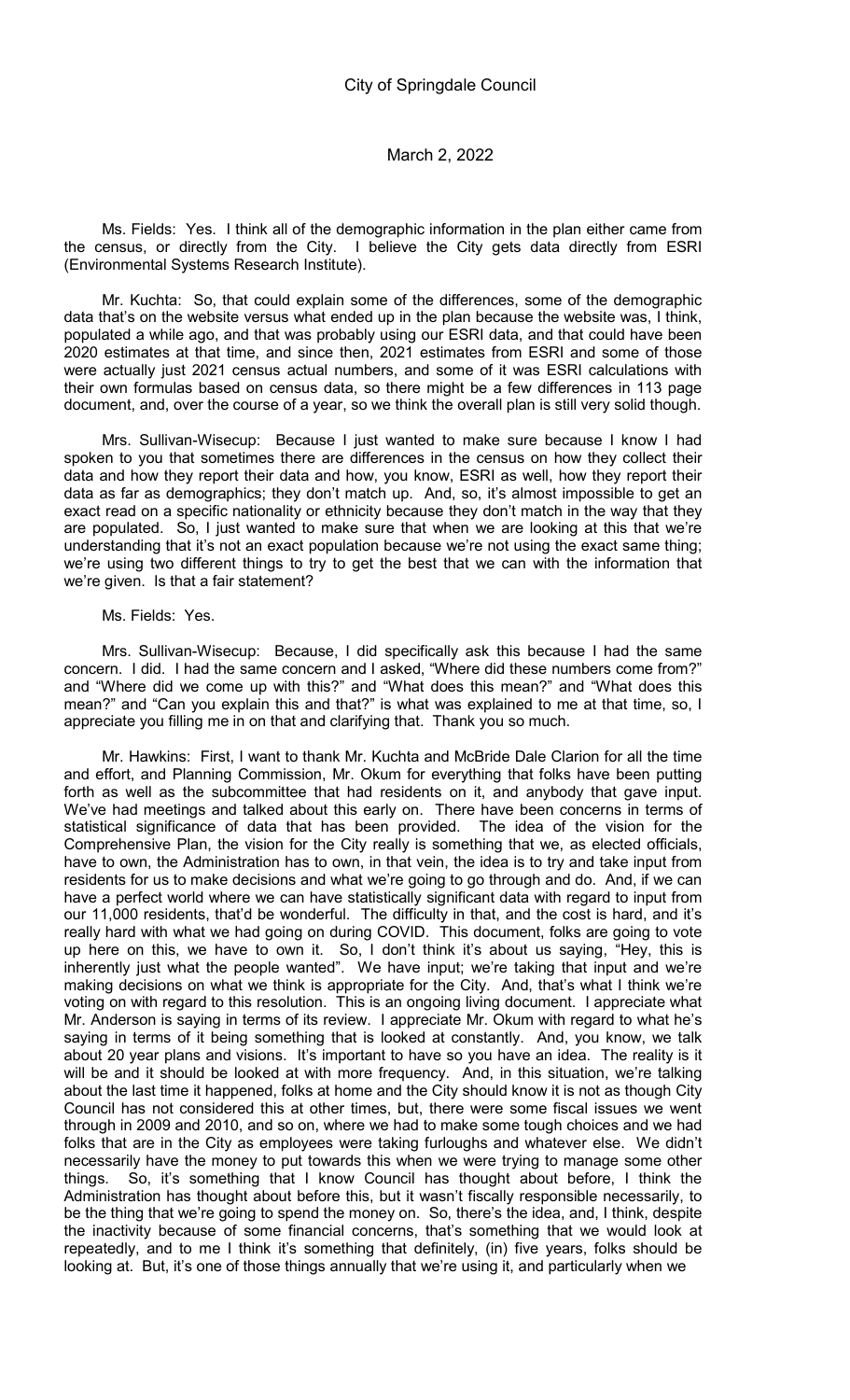Ms. Fields: Yes. I think all of the demographic information in the plan either came from the census, or directly from the City. I believe the City gets data directly from ESRI (Environmental Systems Research Institute).

Mr. Kuchta: So, that could explain some of the differences, some of the demographic data that's on the website versus what ended up in the plan because the website was, I think, populated a while ago, and that was probably using our ESRI data, and that could have been 2020 estimates at that time, and since then, 2021 estimates from ESRI and some of those were actually just 2021 census actual numbers, and some of it was ESRI calculations with their own formulas based on census data, so there might be a few differences in 113 page document, and, over the course of a year, so we think the overall plan is still very solid though.

Mrs. Sullivan-Wisecup: Because I just wanted to make sure because I know I had spoken to you that sometimes there are differences in the census on how they collect their data and how they report their data and how, you know, ESRI as well, how they report their data as far as demographics; they don't match up. And, so, it's almost impossible to get an exact read on a specific nationality or ethnicity because they don't match in the way that they are populated. So, I just wanted to make sure that when we are looking at this that we're understanding that it's not an exact population because we're not using the exact same thing; we're using two different things to try to get the best that we can with the information that we're given. Is that a fair statement?

Ms. Fields: Yes.

Mrs. Sullivan-Wisecup: Because, I did specifically ask this because I had the same concern. I did. I had the same concern and I asked, "Where did these numbers come from?" and "Where did we come up with this?" and "What does this mean?" and "What does this mean?" and "Can you explain this and that?" is what was explained to me at that time, so, I appreciate you filling me in on that and clarifying that. Thank you so much.

Mr. Hawkins: First, I want to thank Mr. Kuchta and McBride Dale Clarion for all the time and effort, and Planning Commission, Mr. Okum for everything that folks have been putting forth as well as the subcommittee that had residents on it, and anybody that gave input. We've had meetings and talked about this early on. There have been concerns in terms of statistical significance of data that has been provided. The idea of the vision for the Comprehensive Plan, the vision for the City really is something that we, as elected officials, have to own, the Administration has to own, in that vein, the idea is to try and take input from residents for us to make decisions and what we're going to go through and do. And, if we can have a perfect world where we can have statistically significant data with regard to input from our 11,000 residents, that'd be wonderful. The difficulty in that, and the cost is hard, and it's really hard with what we had going on during COVID. This document, folks are going to vote up here on this, we have to own it. So, I don't think it's about us saying, "Hey, this is inherently just what the people wanted". We have input; we're taking that input and we're making decisions on what we think is appropriate for the City. And, that's what I think we're voting on with regard to this resolution. This is an ongoing living document. I appreciate what Mr. Anderson is saying in terms of its review. I appreciate Mr. Okum with regard to what he's saying in terms of it being something that is looked at constantly. And, you know, we talk about 20 year plans and visions. It's important to have so you have an idea. The reality is it will be and it should be looked at with more frequency. And, in this situation, we're talking about the last time it happened, folks at home and the City should know it is not as though City Council has not considered this at other times, but, there were some fiscal issues we went through in 2009 and 2010, and so on, where we had to make some tough choices and we had folks that are in the City as employees were taking furloughs and whatever else. We didn't necessarily have the money to put towards this when we were trying to manage some other things. So, it's something that I know Council has thought about before, I think the Administration has thought about before this, but it wasn't fiscally responsible necessarily, to be the thing that we're going to spend the money on. So, there's the idea, and, I think, despite the inactivity because of some financial concerns, that's something that we would look at repeatedly, and to me I think it's something that definitely, (in) five years, folks should be looking at. But, it's one of those things annually that we're using it, and particularly when we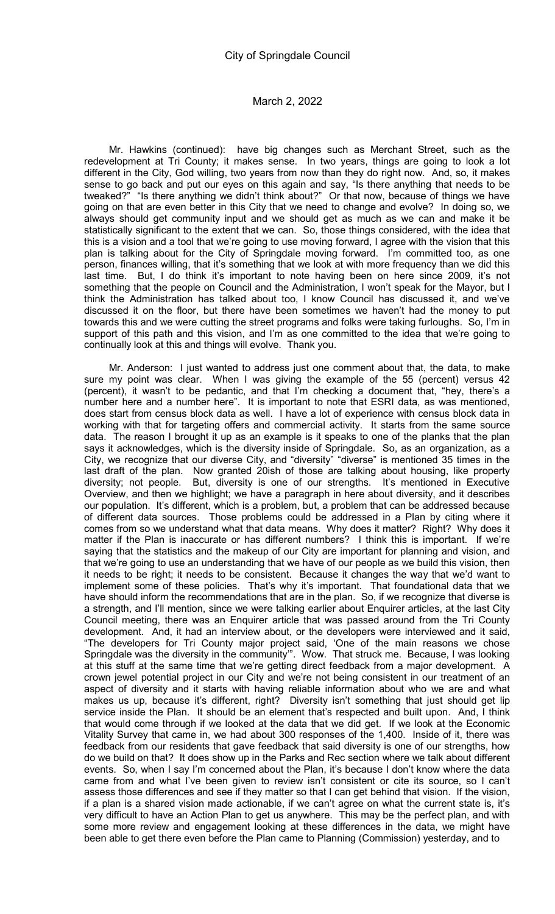Mr. Hawkins (continued): have big changes such as Merchant Street, such as the redevelopment at Tri County; it makes sense. In two years, things are going to look a lot different in the City, God willing, two years from now than they do right now. And, so, it makes sense to go back and put our eyes on this again and say, "Is there anything that needs to be tweaked?" "Is there anything we didn't think about?" Or that now, because of things we have going on that are even better in this City that we need to change and evolve? In doing so, we always should get community input and we should get as much as we can and make it be statistically significant to the extent that we can. So, those things considered, with the idea that this is a vision and a tool that we're going to use moving forward, I agree with the vision that this plan is talking about for the City of Springdale moving forward. I'm committed too, as one person, finances willing, that it's something that we look at with more frequency than we did this last time. But, I do think it's important to note having been on here since 2009, it's not something that the people on Council and the Administration, I won't speak for the Mayor, but I think the Administration has talked about too, I know Council has discussed it, and we've discussed it on the floor, but there have been sometimes we haven't had the money to put towards this and we were cutting the street programs and folks were taking furloughs. So, I'm in support of this path and this vision, and I'm as one committed to the idea that we're going to continually look at this and things will evolve. Thank you.

Mr. Anderson: I just wanted to address just one comment about that, the data, to make sure my point was clear. When I was giving the example of the 55 (percent) versus 42 (percent), it wasn't to be pedantic, and that I'm checking a document that, "hey, there's a number here and a number here". It is important to note that ESRI data, as was mentioned, does start from census block data as well. I have a lot of experience with census block data in working with that for targeting offers and commercial activity. It starts from the same source data. The reason I brought it up as an example is it speaks to one of the planks that the plan says it acknowledges, which is the diversity inside of Springdale. So, as an organization, as a City, we recognize that our diverse City, and "diversity" "diverse" is mentioned 35 times in the last draft of the plan. Now granted 20ish of those are talking about housing, like property diversity; not people. But, diversity is one of our strengths. It's mentioned in Executive Overview, and then we highlight; we have a paragraph in here about diversity, and it describes our population. It's different, which is a problem, but, a problem that can be addressed because of different data sources. Those problems could be addressed in a Plan by citing where it comes from so we understand what that data means. Why does it matter? Right? Why does it matter if the Plan is inaccurate or has different numbers? I think this is important. If we're saying that the statistics and the makeup of our City are important for planning and vision, and that we're going to use an understanding that we have of our people as we build this vision, then it needs to be right; it needs to be consistent. Because it changes the way that we'd want to implement some of these policies. That's why it's important. That foundational data that we have should inform the recommendations that are in the plan. So, if we recognize that diverse is a strength, and I'll mention, since we were talking earlier about Enquirer articles, at the last City Council meeting, there was an Enquirer article that was passed around from the Tri County development. And, it had an interview about, or the developers were interviewed and it said, "The developers for Tri County major project said, 'One of the main reasons we chose Springdale was the diversity in the community'". Wow. That struck me. Because, I was looking at this stuff at the same time that we're getting direct feedback from a major development. A crown jewel potential project in our City and we're not being consistent in our treatment of an aspect of diversity and it starts with having reliable information about who we are and what makes us up, because it's different, right? Diversity isn't something that just should get lip service inside the Plan. It should be an element that's respected and built upon. And, I think that would come through if we looked at the data that we did get. If we look at the Economic Vitality Survey that came in, we had about 300 responses of the 1,400. Inside of it, there was feedback from our residents that gave feedback that said diversity is one of our strengths, how do we build on that? It does show up in the Parks and Rec section where we talk about different events. So, when I say I'm concerned about the Plan, it's because I don't know where the data came from and what I've been given to review isn't consistent or cite its source, so I can't assess those differences and see if they matter so that I can get behind that vision. If the vision, if a plan is a shared vision made actionable, if we can't agree on what the current state is, it's very difficult to have an Action Plan to get us anywhere. This may be the perfect plan, and with some more review and engagement looking at these differences in the data, we might have been able to get there even before the Plan came to Planning (Commission) yesterday, and to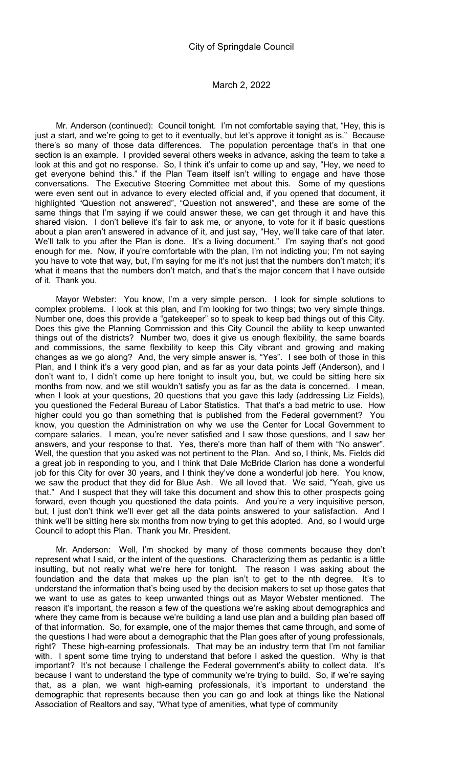Mr. Anderson (continued): Council tonight. I'm not comfortable saying that, "Hey, this is just a start, and we're going to get to it eventually, but let's approve it tonight as is." Because there's so many of those data differences. The population percentage that's in that one section is an example. I provided several others weeks in advance, asking the team to take a look at this and got no response. So, I think it's unfair to come up and say, "Hey, we need to get everyone behind this." if the Plan Team itself isn't willing to engage and have those conversations. The Executive Steering Committee met about this. Some of my questions were even sent out in advance to every elected official and, if you opened that document, it highlighted "Question not answered", "Question not answered", and these are some of the same things that I'm saying if we could answer these, we can get through it and have this shared vision. I don't believe it's fair to ask me, or anyone, to vote for it if basic questions about a plan aren't answered in advance of it, and just say, "Hey, we'll take care of that later. We'll talk to you after the Plan is done. It's a living document." I'm saying that's not good enough for me. Now, if you're comfortable with the plan, I'm not indicting you; I'm not saying you have to vote that way, but, I'm saying for me it's not just that the numbers don't match; it's what it means that the numbers don't match, and that's the major concern that I have outside of it. Thank you.

Mayor Webster: You know, I'm a very simple person. I look for simple solutions to complex problems. I look at this plan, and I'm looking for two things; two very simple things. Number one, does this provide a "gatekeeper" so to speak to keep bad things out of this City. Does this give the Planning Commission and this City Council the ability to keep unwanted things out of the districts? Number two, does it give us enough flexibility, the same boards and commissions, the same flexibility to keep this City vibrant and growing and making changes as we go along? And, the very simple answer is, "Yes". I see both of those in this Plan, and I think it's a very good plan, and as far as your data points Jeff (Anderson), and I don't want to, I didn't come up here tonight to insult you, but, we could be sitting here six months from now, and we still wouldn't satisfy you as far as the data is concerned. I mean, when I look at your questions, 20 questions that you gave this lady (addressing Liz Fields), you questioned the Federal Bureau of Labor Statistics. That that's a bad metric to use. How higher could you go than something that is published from the Federal government? You know, you question the Administration on why we use the Center for Local Government to compare salaries. I mean, you're never satisfied and I saw those questions, and I saw her answers, and your response to that. Yes, there's more than half of them with "No answer". Well, the question that you asked was not pertinent to the Plan. And so, I think, Ms. Fields did a great job in responding to you, and I think that Dale McBride Clarion has done a wonderful job for this City for over 30 years, and I think they've done a wonderful job here. You know, we saw the product that they did for Blue Ash. We all loved that. We said, "Yeah, give us that." And I suspect that they will take this document and show this to other prospects going forward, even though you questioned the data points. And you're a very inquisitive person, but, I just don't think we'll ever get all the data points answered to your satisfaction. And I think we'll be sitting here six months from now trying to get this adopted. And, so I would urge Council to adopt this Plan. Thank you Mr. President.

Mr. Anderson: Well, I'm shocked by many of those comments because they don't represent what I said, or the intent of the questions. Characterizing them as pedantic is a little insulting, but not really what we're here for tonight. The reason I was asking about the foundation and the data that makes up the plan isn't to get to the nth degree. It's to understand the information that's being used by the decision makers to set up those gates that we want to use as gates to keep unwanted things out as Mayor Webster mentioned. The reason it's important, the reason a few of the questions we're asking about demographics and where they came from is because we're building a land use plan and a building plan based off of that information. So, for example, one of the major themes that came through, and some of the questions I had were about a demographic that the Plan goes after of young professionals, right? These high-earning professionals. That may be an industry term that I'm not familiar with. I spent some time trying to understand that before I asked the question. Why is that important? It's not because I challenge the Federal government's ability to collect data. It's because I want to understand the type of community we're trying to build. So, if we're saying that, as a plan, we want high-earning professionals, it's important to understand the demographic that represents because then you can go and look at things like the National Association of Realtors and say, "What type of amenities, what type of community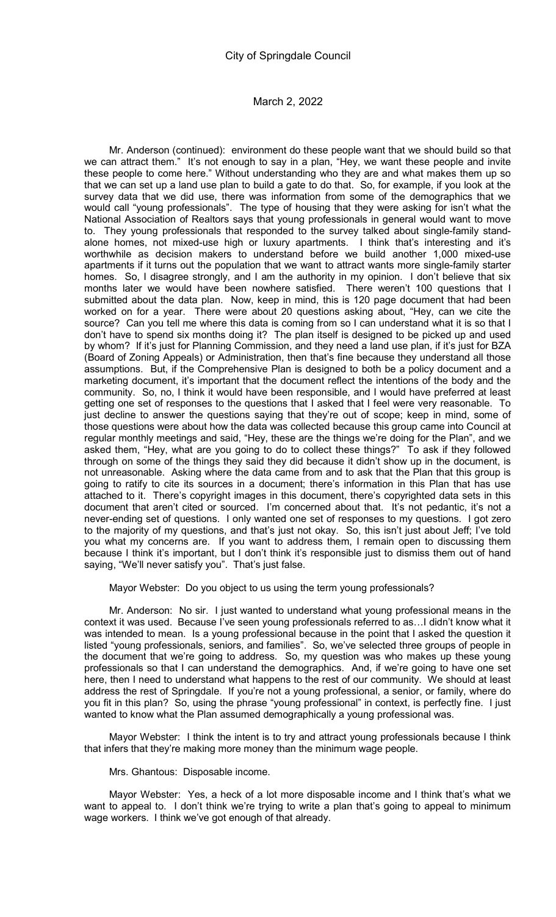Mr. Anderson (continued): environment do these people want that we should build so that we can attract them." It's not enough to say in a plan, "Hey, we want these people and invite these people to come here." Without understanding who they are and what makes them up so that we can set up a land use plan to build a gate to do that. So, for example, if you look at the survey data that we did use, there was information from some of the demographics that we would call "young professionals". The type of housing that they were asking for isn't what the National Association of Realtors says that young professionals in general would want to move to. They young professionals that responded to the survey talked about single-family stand-alone homes, not mixed-use high or luxury apartments. I think that's interesting and it's worthwhile as decision makers to understand before we build another 1,000 mixed-use apartments if it turns out the population that we want to attract wants more single-family starter homes. So, I disagree strongly, and I am the authority in my opinion. I don't believe that six months later we would have been nowhere satisfied. There weren't 100 questions that I submitted about the data plan. Now, keep in mind, this is 120 page document that had been worked on for a year. There were about 20 questions asking about, "Hey, can we cite the source? Can you tell me where this data is coming from so I can understand what it is so that I don't have to spend six months doing it? The plan itself is designed to be picked up and used by whom? If it's just for Planning Commission, and they need a land use plan, if it's just for BZA (Board of Zoning Appeals) or Administration, then that's fine because they understand all those assumptions. But, if the Comprehensive Plan is designed to both be a policy document and a marketing document, it's important that the document reflect the intentions of the body and the community. So, no, I think it would have been responsible, and I would have preferred at least getting one set of responses to the questions that I asked that I feel were very reasonable. To just decline to answer the questions saying that they're out of scope; keep in mind, some of those questions were about how the data was collected because this group came into Council at regular monthly meetings and said, "Hey, these are the things we're doing for the Plan", and we asked them, "Hey, what are you going to do to collect these things?" To ask if they followed through on some of the things they said they did because it didn't show up in the document, is not unreasonable. Asking where the data came from and to ask that the Plan that this group is going to ratify to cite its sources in a document; there's information in this Plan that has use attached to it. There's copyright images in this document, there's copyrighted data sets in this document that aren't cited or sourced. I'm concerned about that. It's not pedantic, it's not a never-ending set of questions. I only wanted one set of responses to my questions. I got zero to the majority of my questions, and that's just not okay. So, this isn't just about Jeff; I've told you what my concerns are. If you want to address them, I remain open to discussing them because I think it's important, but I don't think it's responsible just to dismiss them out of hand saying, "We'll never satisfy you". That's just false.

Mayor Webster: Do you object to us using the term young professionals?

Mr. Anderson: No sir. I just wanted to understand what young professional means in the context it was used. Because I've seen young professionals referred to as…I didn't know what it was intended to mean. Is a young professional because in the point that I asked the question it listed "young professionals, seniors, and families". So, we've selected three groups of people in the document that we're going to address. So, my question was who makes up these young professionals so that I can understand the demographics. And, if we're going to have one set here, then I need to understand what happens to the rest of our community. We should at least address the rest of Springdale. If you're not a young professional, a senior, or a family, where do you fit in this plan? So, using the phrase "young professional" in context, is perfectly fine. I just wanted to know what the Plan assumed demographically a young professional was.

Mayor Webster: I think the intent is to try and attract young professionals because I think that infers that they're making more money than the minimum wage people.

Mrs. Ghantous: Disposable income.

Mayor Webster: Yes, a heck of a lot more disposable income and I think that's what we want to appeal to. I don't think we're trying to write a plan that's going to appeal to minimum wage workers. I think we've got enough of that already.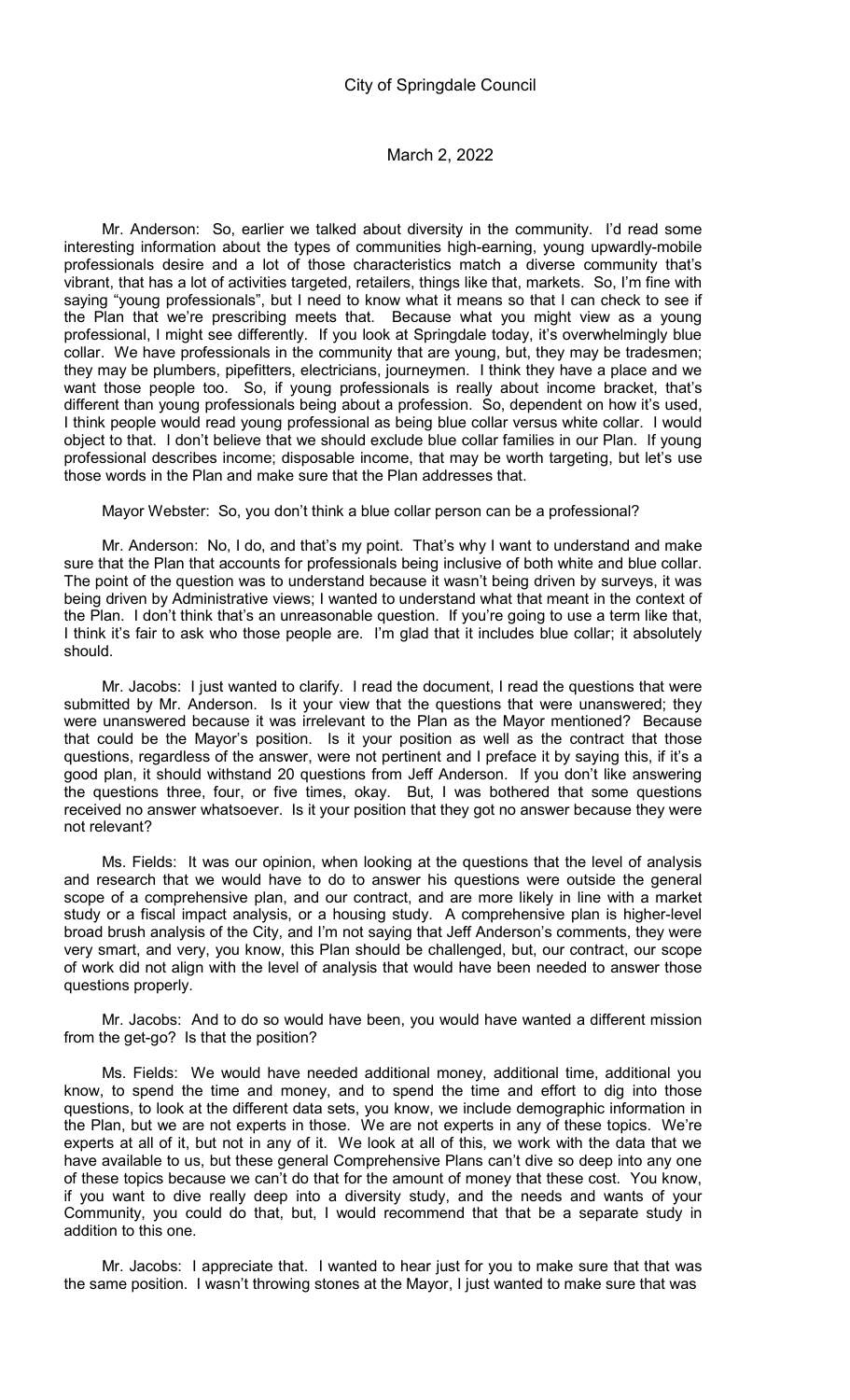Mr. Anderson: So, earlier we talked about diversity in the community. I'd read some interesting information about the types of communities high-earning, young upwardly-mobile professionals desire and a lot of those characteristics match a diverse community that's vibrant, that has a lot of activities targeted, retailers, things like that, markets. So, I'm fine with saying "young professionals", but I need to know what it means so that I can check to see if the Plan that we're prescribing meets that. Because what you might view as a young professional, I might see differently. If you look at Springdale today, it's overwhelmingly blue collar. We have professionals in the community that are young, but, they may be tradesmen; they may be plumbers, pipefitters, electricians, journeymen. I think they have a place and we want those people too. So, if young professionals is really about income bracket, that's different than young professionals being about a profession. So, dependent on how it's used, I think people would read young professional as being blue collar versus white collar. I would object to that. I don't believe that we should exclude blue collar families in our Plan. If young professional describes income; disposable income, that may be worth targeting, but let's use those words in the Plan and make sure that the Plan addresses that.

Mayor Webster: So, you don't think a blue collar person can be a professional?

Mr. Anderson: No, I do, and that's my point. That's why I want to understand and make sure that the Plan that accounts for professionals being inclusive of both white and blue collar. The point of the question was to understand because it wasn't being driven by surveys, it was being driven by Administrative views; I wanted to understand what that meant in the context of the Plan. I don't think that's an unreasonable question. If you're going to use a term like that, I think it's fair to ask who those people are. I'm glad that it includes blue collar; it absolutely should.

Mr. Jacobs: I just wanted to clarify. I read the document, I read the questions that were submitted by Mr. Anderson. Is it your view that the questions that were unanswered; they were unanswered because it was irrelevant to the Plan as the Mayor mentioned? Because that could be the Mayor's position. Is it your position as well as the contract that those questions, regardless of the answer, were not pertinent and I preface it by saying this, if it's a good plan, it should withstand 20 questions from Jeff Anderson. If you don't like answering the questions three, four, or five times, okay. But, I was bothered that some questions received no answer whatsoever. Is it your position that they got no answer because they were not relevant?

Ms. Fields: It was our opinion, when looking at the questions that the level of analysis and research that we would have to do to answer his questions were outside the general scope of a comprehensive plan, and our contract, and are more likely in line with a market study or a fiscal impact analysis, or a housing study. A comprehensive plan is higher-level broad brush analysis of the City, and I'm not saying that Jeff Anderson's comments, they were very smart, and very, you know, this Plan should be challenged, but, our contract, our scope of work did not align with the level of analysis that would have been needed to answer those questions properly.

Mr. Jacobs: And to do so would have been, you would have wanted a different mission from the get-go? Is that the position?

Ms. Fields: We would have needed additional money, additional time, additional you know, to spend the time and money, and to spend the time and effort to dig into those questions, to look at the different data sets, you know, we include demographic information in the Plan, but we are not experts in those. We are not experts in any of these topics. We're experts at all of it, but not in any of it. We look at all of this, we work with the data that we have available to us, but these general Comprehensive Plans can't dive so deep into any one of these topics because we can't do that for the amount of money that these cost. You know, if you want to dive really deep into a diversity study, and the needs and wants of your Community, you could do that, but, I would recommend that that be a separate study in addition to this one.

Mr. Jacobs: I appreciate that. I wanted to hear just for you to make sure that that was the same position. I wasn't throwing stones at the Mayor, I just wanted to make sure that was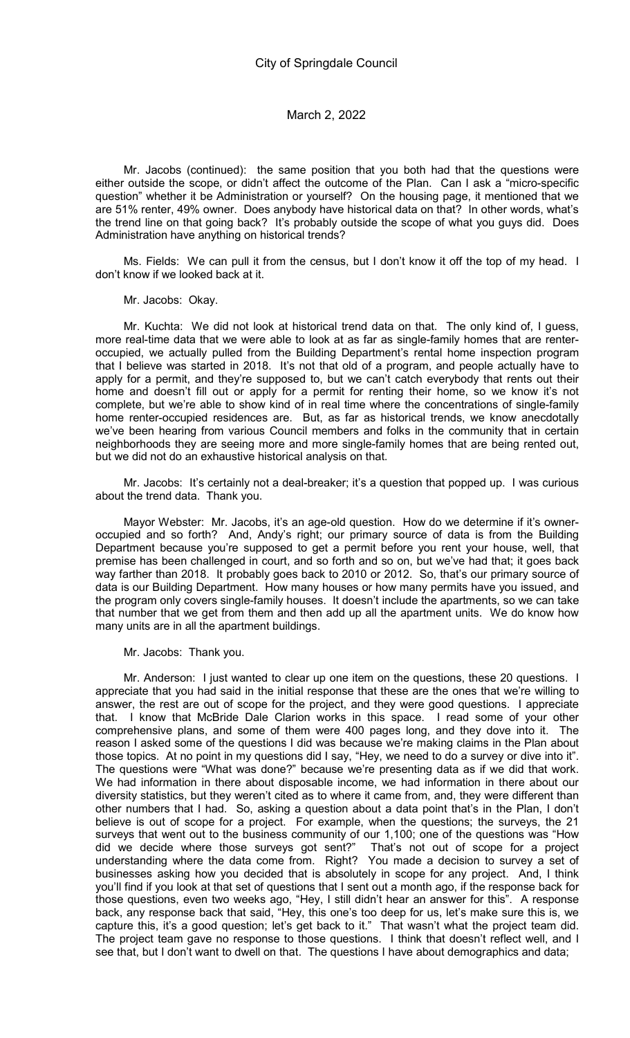Mr. Jacobs (continued): the same position that you both had that the questions were either outside the scope, or didn't affect the outcome of the Plan. Can I ask a "micro-specific question" whether it be Administration or yourself? On the housing page, it mentioned that we are 51% renter, 49% owner. Does anybody have historical data on that? In other words, what's the trend line on that going back? It's probably outside the scope of what you guys did. Does Administration have anything on historical trends?

Ms. Fields: We can pull it from the census, but I don't know it off the top of my head. I don't know if we looked back at it.

Mr. Jacobs: Okay.

Mr. Kuchta: We did not look at historical trend data on that. The only kind of, I guess, more real-time data that we were able to look at as far as single-family homes that are renter-occupied, we actually pulled from the Building Department's rental home inspection program that I believe was started in 2018. It's not that old of a program, and people actually have to apply for a permit, and they're supposed to, but we can't catch everybody that rents out their home and doesn't fill out or apply for a permit for renting their home, so we know it's not complete, but we're able to show kind of in real time where the concentrations of single-family home renter-occupied residences are. But, as far as historical trends, we know anecdotally we've been hearing from various Council members and folks in the community that in certain neighborhoods they are seeing more and more single-family homes that are being rented out, but we did not do an exhaustive historical analysis on that.

Mr. Jacobs: It's certainly not a deal-breaker; it's a question that popped up. I was curious about the trend data. Thank you.

Mayor Webster: Mr. Jacobs, it's an age-old question. How do we determine if it's owner-occupied and so forth? And, Andy's right; our primary source of data is from the Building Department because you're supposed to get a permit before you rent your house, well, that premise has been challenged in court, and so forth and so on, but we've had that; it goes back way farther than 2018. It probably goes back to 2010 or 2012. So, that's our primary source of data is our Building Department. How many houses or how many permits have you issued, and the program only covers single-family houses. It doesn't include the apartments, so we can take that number that we get from them and then add up all the apartment units. We do know how many units are in all the apartment buildings.

Mr. Jacobs: Thank you.

Mr. Anderson: I just wanted to clear up one item on the questions, these 20 questions. I appreciate that you had said in the initial response that these are the ones that we're willing to answer, the rest are out of scope for the project, and they were good questions. I appreciate that. I know that McBride Dale Clarion works in this space. I read some of your other comprehensive plans, and some of them were 400 pages long, and they dove into it. The reason I asked some of the questions I did was because we're making claims in the Plan about those topics. At no point in my questions did I say, "Hey, we need to do a survey or dive into it". The questions were "What was done?" because we're presenting data as if we did that work. We had information in there about disposable income, we had information in there about our diversity statistics, but they weren't cited as to where it came from, and, they were different than other numbers that I had. So, asking a question about a data point that's in the Plan, I don't believe is out of scope for a project. For example, when the questions; the surveys, the 21 surveys that went out to the business community of our 1,100; one of the questions was "How did we decide where those surveys got sent?" That's not out of scope for a project understanding where the data come from. Right? You made a decision to survey a set of businesses asking how you decided that is absolutely in scope for any project. And, I think you'll find if you look at that set of questions that I sent out a month ago, if the response back for those questions, even two weeks ago, "Hey, I still didn't hear an answer for this". A response back, any response back that said, "Hey, this one's too deep for us, let's make sure this is, we capture this, it's a good question; let's get back to it." That wasn't what the project team did. The project team gave no response to those questions. I think that doesn't reflect well, and I see that, but I don't want to dwell on that. The questions I have about demographics and data;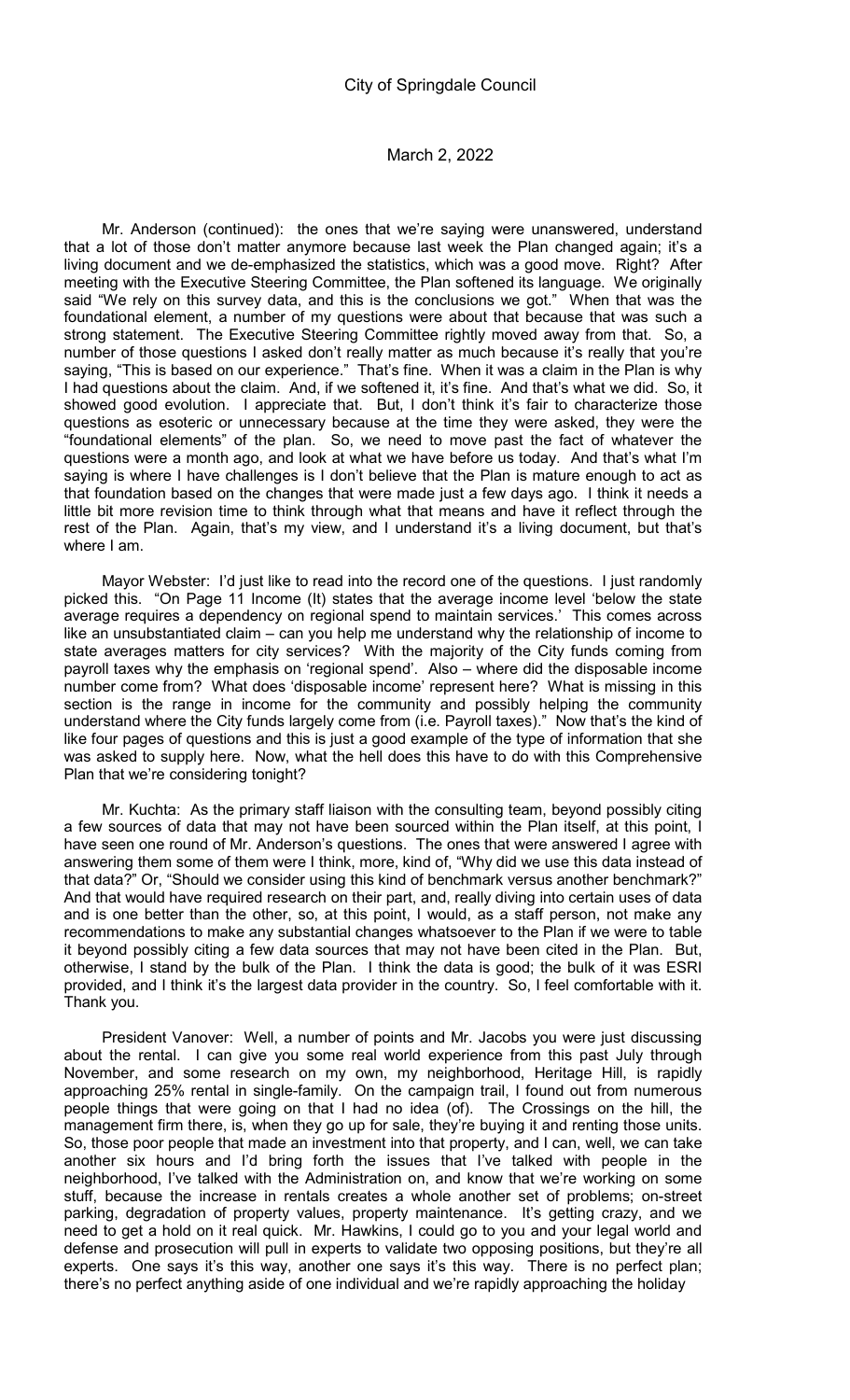Mr. Anderson (continued): the ones that we're saying were unanswered, understand that a lot of those don't matter anymore because last week the Plan changed again; it's a living document and we de-emphasized the statistics, which was a good move. Right? After meeting with the Executive Steering Committee, the Plan softened its language. We originally said "We rely on this survey data, and this is the conclusions we got." When that was the foundational element, a number of my questions were about that because that was such a strong statement. The Executive Steering Committee rightly moved away from that. So, a number of those questions I asked don't really matter as much because it's really that you're saying, "This is based on our experience." That's fine. When it was a claim in the Plan is why I had questions about the claim. And, if we softened it, it's fine. And that's what we did. So, it showed good evolution. I appreciate that. But, I don't think it's fair to characterize those questions as esoteric or unnecessary because at the time they were asked, they were the "foundational elements" of the plan. So, we need to move past the fact of whatever the questions were a month ago, and look at what we have before us today. And that's what I'm saying is where I have challenges is I don't believe that the Plan is mature enough to act as that foundation based on the changes that were made just a few days ago. I think it needs a little bit more revision time to think through what that means and have it reflect through the rest of the Plan. Again, that's my view, and I understand it's a living document, but that's where I am.

Mayor Webster: I'd just like to read into the record one of the questions. I just randomly picked this. "On Page 11 Income (It) states that the average income level 'below the state average requires a dependency on regional spend to maintain services.' This comes across like an unsubstantiated claim – can you help me understand why the relationship of income to state averages matters for city services? With the majority of the City funds coming from payroll taxes why the emphasis on 'regional spend'. Also – where did the disposable income number come from? What does 'disposable income' represent here? What is missing in this section is the range in income for the community and possibly helping the community understand where the City funds largely come from (i.e. Payroll taxes)." Now that's the kind of like four pages of questions and this is just a good example of the type of information that she was asked to supply here. Now, what the hell does this have to do with this Comprehensive Plan that we're considering tonight?

Mr. Kuchta: As the primary staff liaison with the consulting team, beyond possibly citing a few sources of data that may not have been sourced within the Plan itself, at this point, I have seen one round of Mr. Anderson's questions. The ones that were answered I agree with answering them some of them were I think, more, kind of, "Why did we use this data instead of that data?" Or, "Should we consider using this kind of benchmark versus another benchmark?" And that would have required research on their part, and, really diving into certain uses of data and is one better than the other, so, at this point, I would, as a staff person, not make any recommendations to make any substantial changes whatsoever to the Plan if we were to table it beyond possibly citing a few data sources that may not have been cited in the Plan. But, otherwise, I stand by the bulk of the Plan. I think the data is good; the bulk of it was ESRI provided, and I think it's the largest data provider in the country. So, I feel comfortable with it. Thank you.

President Vanover: Well, a number of points and Mr. Jacobs you were just discussing about the rental. I can give you some real world experience from this past July through November, and some research on my own, my neighborhood, Heritage Hill, is rapidly approaching 25% rental in single-family. On the campaign trail, I found out from numerous people things that were going on that I had no idea (of). The Crossings on the hill, the management firm there, is, when they go up for sale, they're buying it and renting those units. So, those poor people that made an investment into that property, and I can, well, we can take another six hours and I'd bring forth the issues that I've talked with people in the neighborhood, I've talked with the Administration on, and know that we're working on some stuff, because the increase in rentals creates a whole another set of problems; on-street parking, degradation of property values, property maintenance. It's getting crazy, and we need to get a hold on it real quick. Mr. Hawkins, I could go to you and your legal world and defense and prosecution will pull in experts to validate two opposing positions, but they're all experts. One says it's this way, another one says it's this way. There is no perfect plan; there's no perfect anything aside of one individual and we're rapidly approaching the holiday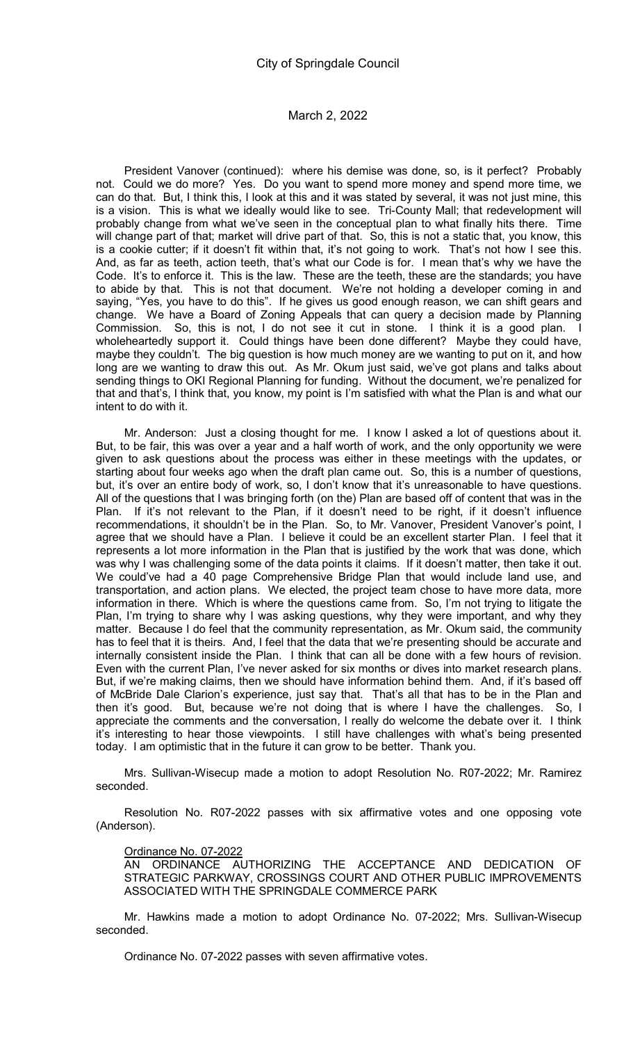President Vanover (continued): where his demise was done, so, is it perfect? Probably not. Could we do more? Yes. Do you want to spend more money and spend more time, we can do that. But, I think this, I look at this and it was stated by several, it was not just mine, this is a vision. This is what we ideally would like to see. Tri-County Mall; that redevelopment will probably change from what we've seen in the conceptual plan to what finally hits there. Time will change part of that; market will drive part of that. So, this is not a static that, you know, this is a cookie cutter; if it doesn't fit within that, it's not going to work. That's not how I see this. And, as far as teeth, action teeth, that's what our Code is for. I mean that's why we have the Code. It's to enforce it. This is the law. These are the teeth, these are the standards; you have to abide by that. This is not that document. We're not holding a developer coming in and saying, "Yes, you have to do this". If he gives us good enough reason, we can shift gears and change. We have a Board of Zoning Appeals that can query a decision made by Planning Commission. So, this is not, I do not see it cut in stone. I think it is a good plan. I wholeheartedly support it. Could things have been done different? Maybe they could have, maybe they couldn't. The big question is how much money are we wanting to put on it, and how long are we wanting to draw this out. As Mr. Okum just said, we've got plans and talks about sending things to OKI Regional Planning for funding. Without the document, we're penalized for that and that's, I think that, you know, my point is I'm satisfied with what the Plan is and what our intent to do with it.

Mr. Anderson: Just a closing thought for me. I know I asked a lot of questions about it. But, to be fair, this was over a year and a half worth of work, and the only opportunity we were given to ask questions about the process was either in these meetings with the updates, or starting about four weeks ago when the draft plan came out. So, this is a number of questions, but, it's over an entire body of work, so, I don't know that it's unreasonable to have questions. All of the questions that I was bringing forth (on the) Plan are based off of content that was in the Plan. If it's not relevant to the Plan, if it doesn't need to be right, if it doesn't influence recommendations, it shouldn't be in the Plan. So, to Mr. Vanover, President Vanover's point, I agree that we should have a Plan. I believe it could be an excellent starter Plan. I feel that it represents a lot more information in the Plan that is justified by the work that was done, which was why I was challenging some of the data points it claims. If it doesn't matter, then take it out. We could've had a 40 page Comprehensive Bridge Plan that would include land use, and transportation, and action plans. We elected, the project team chose to have more data, more information in there. Which is where the questions came from. So, I'm not trying to litigate the Plan, I'm trying to share why I was asking questions, why they were important, and why they matter. Because I do feel that the community representation, as Mr. Okum said, the community has to feel that it is theirs. And, I feel that the data that we're presenting should be accurate and internally consistent inside the Plan. I think that can all be done with a few hours of revision. Even with the current Plan, I've never asked for six months or dives into market research plans. But, if we're making claims, then we should have information behind them. And, if it's based off of McBride Dale Clarion's experience, just say that. That's all that has to be in the Plan and then it's good. But, because we're not doing that is where I have the challenges. So, I appreciate the comments and the conversation, I really do welcome the debate over it. I think it's interesting to hear those viewpoints. I still have challenges with what's being presented today. I am optimistic that in the future it can grow to be better. Thank you.

Mrs. Sullivan-Wisecup made a motion to adopt Resolution No. R07-2022; Mr. Ramirez seconded.

Resolution No. R07-2022 passes with six affirmative votes and one opposing vote (Anderson).

Ordinance No. 07-2022

AN ORDINANCE AUTHORIZING THE ACCEPTANCE AND DEDICATION OF STRATEGIC PARKWAY, CROSSINGS COURT AND OTHER PUBLIC IMPROVEMENTS ASSOCIATED WITH THE SPRINGDALE COMMERCE PARK

Mr. Hawkins made a motion to adopt Ordinance No. 07-2022; Mrs. Sullivan-Wisecup seconded.

Ordinance No. 07-2022 passes with seven affirmative votes.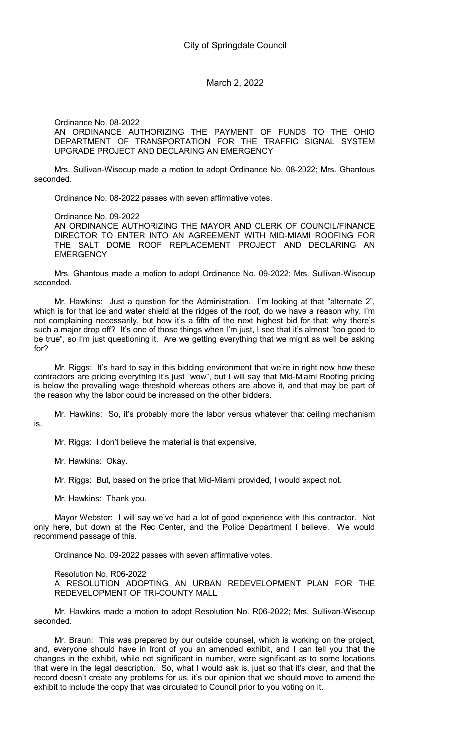Ordinance No. 08-2022

AN ORDINANCE AUTHORIZING THE PAYMENT OF FUNDS TO THE OHIO DEPARTMENT OF TRANSPORTATION FOR THE TRAFFIC SIGNAL SYSTEM UPGRADE PROJECT AND DECLARING AN EMERGENCY

Mrs. Sullivan-Wisecup made a motion to adopt Ordinance No. 08-2022; Mrs. Ghantous seconded.

Ordinance No. 08-2022 passes with seven affirmative votes.

Ordinance No. 09-2022

AN ORDINANCE AUTHORIZING THE MAYOR AND CLERK OF COUNCIL/FINANCE DIRECTOR TO ENTER INTO AN AGREEMENT WITH MID-MIAMI ROOFING FOR THE SALT DOME ROOF REPLACEMENT PROJECT AND DECLARING AN EMERGENCY

Mrs. Ghantous made a motion to adopt Ordinance No. 09-2022; Mrs. Sullivan-Wisecup seconded.

Mr. Hawkins: Just a question for the Administration. I'm looking at that "alternate 2", which is for that ice and water shield at the ridges of the roof, do we have a reason why, I'm not complaining necessarily, but how it's a fifth of the next highest bid for that; why there's such a major drop off? It's one of those things when I'm just, I see that it's almost "too good to be true", so I'm just questioning it. Are we getting everything that we might as well be asking for?

Mr. Riggs: It's hard to say in this bidding environment that we're in right now how these contractors are pricing everything it's just "wow", but I will say that Mid-Miami Roofing pricing is below the prevailing wage threshold whereas others are above it, and that may be part of the reason why the labor could be increased on the other bidders.

Mr. Hawkins: So, it's probably more the labor versus whatever that ceiling mechanism is.

Mr. Riggs: I don't believe the material is that expensive.

Mr. Hawkins: Okay.

Mr. Riggs: But, based on the price that Mid-Miami provided, I would expect not.

Mr. Hawkins: Thank you.

Mayor Webster: I will say we've had a lot of good experience with this contractor. Not only here, but down at the Rec Center, and the Police Department I believe. We would recommend passage of this.

Ordinance No. 09-2022 passes with seven affirmative votes.

Resolution No. R06-2022

A RESOLUTION ADOPTING AN URBAN REDEVELOPMENT PLAN FOR THE REDEVELOPMENT OF TRI-COUNTY MALL

Mr. Hawkins made a motion to adopt Resolution No. R06-2022; Mrs. Sullivan-Wisecup seconded.

Mr. Braun: This was prepared by our outside counsel, which is working on the project, and, everyone should have in front of you an amended exhibit, and I can tell you that the changes in the exhibit, while not significant in number, were significant as to some locations that were in the legal description. So, what I would ask is, just so that it's clear, and that the record doesn't create any problems for us, it's our opinion that we should move to amend the exhibit to include the copy that was circulated to Council prior to you voting on it.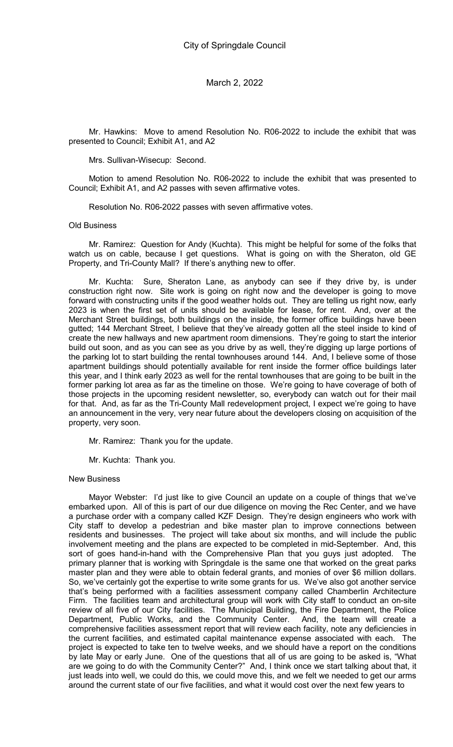Mr. Hawkins: Move to amend Resolution No. R06-2022 to include the exhibit that was presented to Council; Exhibit A1, and A2

Mrs. Sullivan-Wisecup: Second.

Motion to amend Resolution No. R06-2022 to include the exhibit that was presented to Council; Exhibit A1, and A2 passes with seven affirmative votes.

Resolution No. R06-2022 passes with seven affirmative votes.

Old Business

Mr. Ramirez: Question for Andy (Kuchta). This might be helpful for some of the folks that watch us on cable, because I get questions. What is going on with the Sheraton, old GE Property, and Tri-County Mall? If there's anything new to offer.

Mr. Kuchta: Sure, Sheraton Lane, as anybody can see if they drive by, is under construction right now. Site work is going on right now and the developer is going to move forward with constructing units if the good weather holds out. They are telling us right now, early 2023 is when the first set of units should be available for lease, for rent. And, over at the Merchant Street buildings, both buildings on the inside, the former office buildings have been gutted; 144 Merchant Street, I believe that they've already gotten all the steel inside to kind of create the new hallways and new apartment room dimensions. They're going to start the interior build out soon, and as you can see as you drive by as well, they're digging up large portions of the parking lot to start building the rental townhouses around 144. And, I believe some of those apartment buildings should potentially available for rent inside the former office buildings later this year, and I think early 2023 as well for the rental townhouses that are going to be built in the former parking lot area as far as the timeline on those. We're going to have coverage of both of those projects in the upcoming resident newsletter, so, everybody can watch out for their mail for that. And, as far as the Tri-County Mall redevelopment project, I expect we're going to have an announcement in the very, very near future about the developers closing on acquisition of the property, very soon.

Mr. Ramirez: Thank you for the update.

Mr. Kuchta: Thank you.

New Business

Mayor Webster: I'd just like to give Council an update on a couple of things that we've embarked upon. All of this is part of our due diligence on moving the Rec Center, and we have a purchase order with a company called KZF Design. They're design engineers who work with City staff to develop a pedestrian and bike master plan to improve connections between residents and businesses. The project will take about six months, and will include the public involvement meeting and the plans are expected to be completed in mid-September. And, this sort of goes hand-in-hand with the Comprehensive Plan that you guys just adopted. The primary planner that is working with Springdale is the same one that worked on the great parks master plan and they were able to obtain federal grants, and monies of over $6 million dollars. So, we've certainly got the expertise to write some grants for us. We've also got another service that's being performed with a facilities assessment company called Chamberlin Architecture Firm. The facilities team and architectural group will work with City staff to conduct an on-site review of all five of our City facilities. The Municipal Building, the Fire Department, the Police Department, Public Works, and the Community Center. And, the team will create a comprehensive facilities assessment report that will review each facility, note any deficiencies in the current facilities, and estimated capital maintenance expense associated with each. The project is expected to take ten to twelve weeks, and we should have a report on the conditions by late May or early June. One of the questions that all of us are going to be asked is, "What are we going to do with the Community Center?" And, I think once we start talking about that, it just leads into well, we could do this, we could move this, and we felt we needed to get our arms around the current state of our five facilities, and what it would cost over the next few years to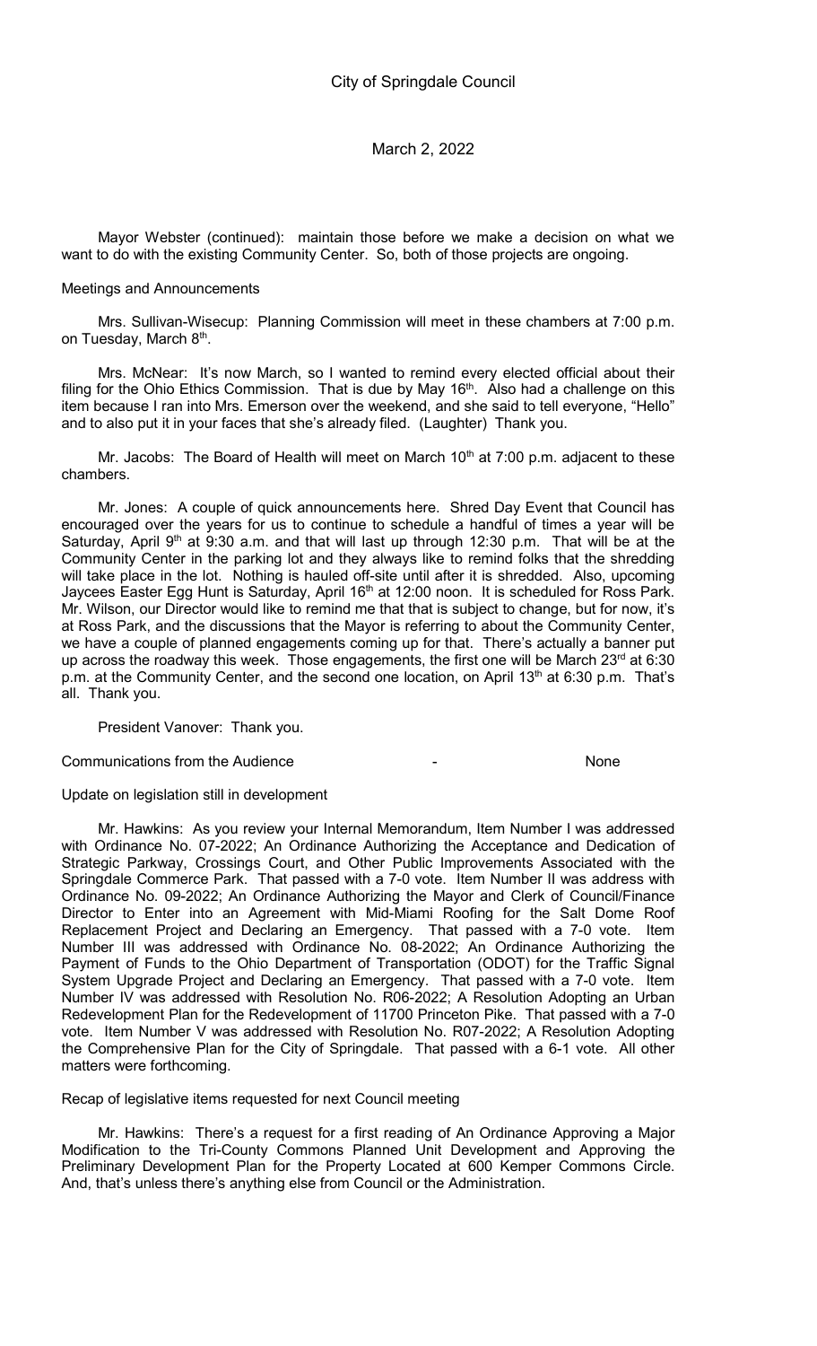Mayor Webster (continued): maintain those before we make a decision on what we want to do with the existing Community Center. So, both of those projects are ongoing.

Meetings and Announcements

Mrs. Sullivan-Wisecup: Planning Commission will meet in these chambers at 7:00 p.m. on Tuesday, March 8th.

Mrs. McNear: It's now March, so I wanted to remind every elected official about their filing for the Ohio Ethics Commission. That is due by May 16th. Also had a challenge on this item because I ran into Mrs. Emerson over the weekend, and she said to tell everyone, "Hello" and to also put it in your faces that she's already filed. (Laughter) Thank you.

Mr. Jacobs: The Board of Health will meet on March 10th at 7:00 p.m. adjacent to these chambers.

Mr. Jones: A couple of quick announcements here. Shred Day Event that Council has encouraged over the years for us to continue to schedule a handful of times a year will be Saturday, April 9th at 9:30 a.m. and that will last up through 12:30 p.m. That will be at the Community Center in the parking lot and they always like to remind folks that the shredding will take place in the lot. Nothing is hauled off-site until after it is shredded. Also, upcoming Jaycees Easter Egg Hunt is Saturday, April 16th at 12:00 noon. It is scheduled for Ross Park. Mr. Wilson, our Director would like to remind me that that is subject to change, but for now, it's at Ross Park, and the discussions that the Mayor is referring to about the Community Center, we have a couple of planned engagements coming up for that. There's actually a banner put up across the roadway this week. Those engagements, the first one will be March 23rd at 6:30 p.m. at the Community Center, and the second one location, on April 13th at 6:30 p.m. That's all. Thank you.

President Vanover: Thank you.

Communications from the Audience - None

Update on legislation still in development

Mr. Hawkins: As you review your Internal Memorandum, Item Number I was addressed with Ordinance No. 07-2022; An Ordinance Authorizing the Acceptance and Dedication of Strategic Parkway, Crossings Court, and Other Public Improvements Associated with the Springdale Commerce Park. That passed with a 7-0 vote. Item Number II was address with Ordinance No. 09-2022; An Ordinance Authorizing the Mayor and Clerk of Council/Finance Director to Enter into an Agreement with Mid-Miami Roofing for the Salt Dome Roof Replacement Project and Declaring an Emergency. That passed with a 7-0 vote. Item Number III was addressed with Ordinance No. 08-2022; An Ordinance Authorizing the Payment of Funds to the Ohio Department of Transportation (ODOT) for the Traffic Signal System Upgrade Project and Declaring an Emergency. That passed with a 7-0 vote. Item Number IV was addressed with Resolution No. R06-2022; A Resolution Adopting an Urban Redevelopment Plan for the Redevelopment of 11700 Princeton Pike. That passed with a 7-0 vote. Item Number V was addressed with Resolution No. R07-2022; A Resolution Adopting the Comprehensive Plan for the City of Springdale. That passed with a 6-1 vote. All other matters were forthcoming.

Recap of legislative items requested for next Council meeting

Mr. Hawkins: There's a request for a first reading of An Ordinance Approving a Major Modification to the Tri-County Commons Planned Unit Development and Approving the Preliminary Development Plan for the Property Located at 600 Kemper Commons Circle. And, that's unless there's anything else from Council or the Administration.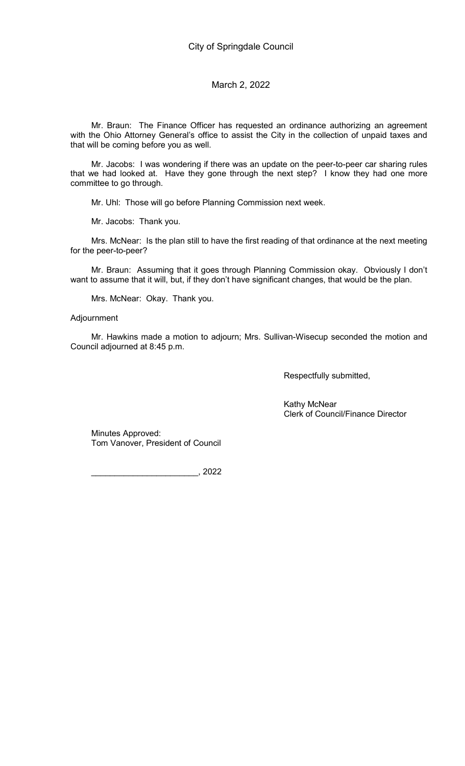Mr. Braun: The Finance Officer has requested an ordinance authorizing an agreement with the Ohio Attorney General's office to assist the City in the collection of unpaid taxes and that will be coming before you as well.

Mr. Jacobs: I was wondering if there was an update on the peer-to-peer car sharing rules that we had looked at. Have they gone through the next step? I know they had one more committee to go through.

Mr. Uhl: Those will go before Planning Commission next week.

Mr. Jacobs: Thank you.

Mrs. McNear: Is the plan still to have the first reading of that ordinance at the next meeting for the peer-to-peer?

Mr. Braun: Assuming that it goes through Planning Commission okay. Obviously I don't want to assume that it will, but, if they don't have significant changes, that would be the plan.

Mrs. McNear: Okay. Thank you.

Adjournment

Mr. Hawkins made a motion to adjourn; Mrs. Sullivan-Wisecup seconded the motion and Council adjourned at 8:45 p.m.

Respectfully submitted,

Kathy McNear
Clerk of Council/Finance Director

Minutes Approved:
Tom Vanover, President of Council

_______________________, 2022